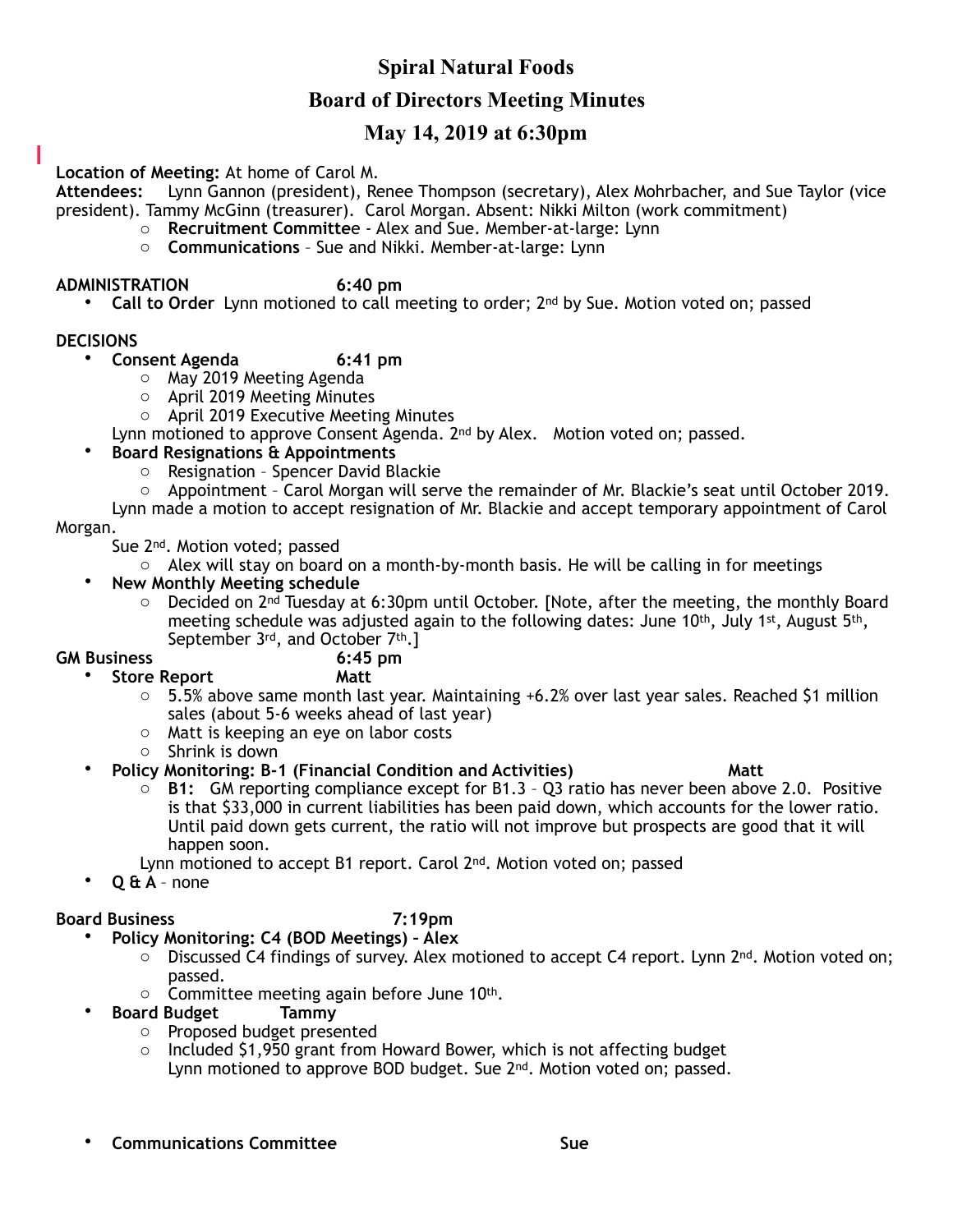# Spiral Natural Foods

## Board of Directors Meeting Minutes

## May 14, 2019 at 6:30pm

**Location of Meeting:** At home of Carol M.
**Attendees:** Lynn Gannon (president), Renee Thompson (secretary), Alex Mohrbacher, and Sue Taylor (vice president). Tammy McGinn (treasurer). Carol Morgan. Absent: Nikki Milton (work commitment)

- **Recruitment Committee** - Alex and Sue. Member-at-large: Lynn
- **Communications** – Sue and Nikki. Member-at-large: Lynn

**ADMINISTRATION 6:40 pm**

- **Call to Order** Lynn motioned to call meeting to order; 2nd by Sue. Motion voted on; passed

**DECISIONS**

- **Consent Agenda 6:41 pm**
  - May 2019 Meeting Agenda
  - April 2019 Meeting Minutes
  - April 2019 Executive Meeting Minutes

  Lynn motioned to approve Consent Agenda. 2nd by Alex. Motion voted on; passed.
- **Board Resignations & Appointments**
  - Resignation – Spencer David Blackie
  - Appointment – Carol Morgan will serve the remainder of Mr. Blackie's seat until October 2019.

  Lynn made a motion to accept resignation of Mr. Blackie and accept temporary appointment of Carol Morgan.

  Sue 2nd. Motion voted; passed
  - Alex will stay on board on a month-by-month basis. He will be calling in for meetings
- **New Monthly Meeting schedule**
  - Decided on 2nd Tuesday at 6:30pm until October. [Note, after the meeting, the monthly Board meeting schedule was adjusted again to the following dates: June 10th, July 1st, August 5th, September 3rd, and October 7th.]

**GM Business 6:45 pm**

- **Store Report Matt**
  - 5.5% above same month last year. Maintaining +6.2% over last year sales. Reached $1 million sales (about 5-6 weeks ahead of last year)
  - Matt is keeping an eye on labor costs
  - Shrink is down
- **Policy Monitoring: B-1 (Financial Condition and Activities) Matt**
  - **B1:** GM reporting compliance except for B1.3 – Q3 ratio has never been above 2.0. Positive is that $33,000 in current liabilities has been paid down, which accounts for the lower ratio. Until paid down gets current, the ratio will not improve but prospects are good that it will happen soon.

  Lynn motioned to accept B1 report. Carol 2nd. Motion voted on; passed
- **Q & A** – none

**Board Business 7:19pm**

- **Policy Monitoring: C4 (BOD Meetings) – Alex**
  - Discussed C4 findings of survey. Alex motioned to accept C4 report. Lynn 2nd. Motion voted on; passed.
  - Committee meeting again before June 10th.
- **Board Budget Tammy**
  - Proposed budget presented
  - Included $1,950 grant from Howard Bower, which is not affecting budget

    Lynn motioned to approve BOD budget. Sue 2nd. Motion voted on; passed.

- **Communications Committee Sue**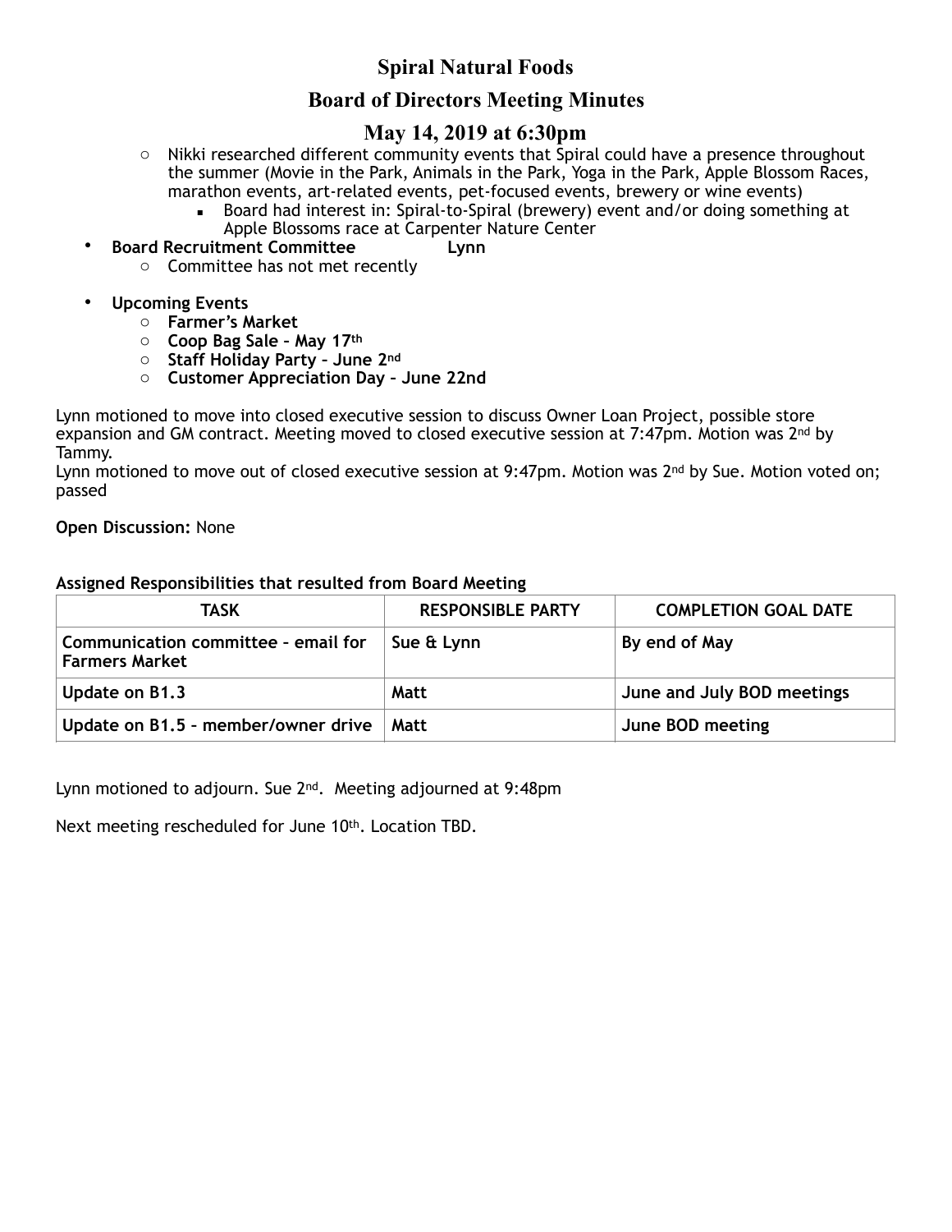# Spiral Natural Foods

## Board of Directors Meeting Minutes

## May 14, 2019 at 6:30pm

  - Nikki researched different community events that Spiral could have a presence throughout the summer (Movie in the Park, Animals in the Park, Yoga in the Park, Apple Blossom Races, marathon events, art-related events, pet-focused events, brewery or wine events)
    - Board had interest in: Spiral-to-Spiral (brewery) event and/or doing something at Apple Blossoms race at Carpenter Nature Center
- **Board Recruitment Committee Lynn**
  - Committee has not met recently
- **Upcoming Events**
  - **Farmer's Market**
  - **Coop Bag Sale – May 17th**
  - **Staff Holiday Party – June 2nd**
  - **Customer Appreciation Day – June 22nd**

Lynn motioned to move into closed executive session to discuss Owner Loan Project, possible store expansion and GM contract. Meeting moved to closed executive session at 7:47pm. Motion was 2nd by Tammy.

Lynn motioned to move out of closed executive session at 9:47pm. Motion was 2nd by Sue. Motion voted on; passed

**Open Discussion:** None

**Assigned Responsibilities that resulted from Board Meeting**

| TASK | RESPONSIBLE PARTY | COMPLETION GOAL DATE |
|---|---|---|
| Communication committee – email for Farmers Market | Sue & Lynn | By end of May |
| Update on B1.3 | Matt | June and July BOD meetings |
| Update on B1.5 – member/owner drive | Matt | June BOD meeting |

Lynn motioned to adjourn. Sue 2nd. Meeting adjourned at 9:48pm

Next meeting rescheduled for June 10th. Location TBD.